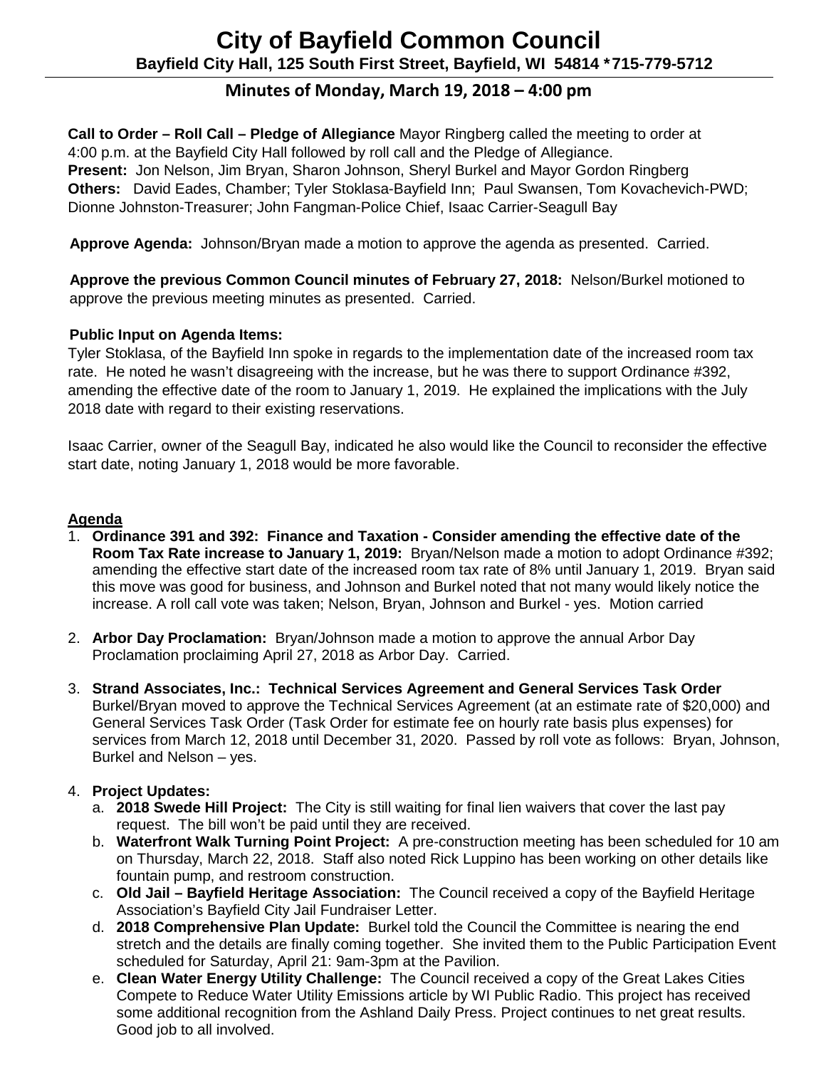# City of Bayfield Common Council

**Bayfield City Hall, 125 South First Street, Bayfield, WI 54814 *715-779-5712**

## Minutes of Monday, March 19, 2018 – 4:00 pm

**Call to Order – Roll Call – Pledge of Allegiance** Mayor Ringberg called the meeting to order at 4:00 p.m. at the Bayfield City Hall followed by roll call and the Pledge of Allegiance.
**Present:** Jon Nelson, Jim Bryan, Sharon Johnson, Sheryl Burkel and Mayor Gordon Ringberg
**Others:** David Eades, Chamber; Tyler Stoklasa-Bayfield Inn; Paul Swansen, Tom Kovachevich-PWD; Dionne Johnston-Treasurer; John Fangman-Police Chief, Isaac Carrier-Seagull Bay

**Approve Agenda:** Johnson/Bryan made a motion to approve the agenda as presented. Carried.

**Approve the previous Common Council minutes of February 27, 2018:** Nelson/Burkel motioned to approve the previous meeting minutes as presented. Carried.

**Public Input on Agenda Items:**
Tyler Stoklasa, of the Bayfield Inn spoke in regards to the implementation date of the increased room tax rate. He noted he wasn't disagreeing with the increase, but he was there to support Ordinance #392, amending the effective date of the room to January 1, 2019. He explained the implications with the July 2018 date with regard to their existing reservations.

Isaac Carrier, owner of the Seagull Bay, indicated he also would like the Council to reconsider the effective start date, noting January 1, 2018 would be more favorable.

**Agenda**

1. **Ordinance 391 and 392: Finance and Taxation - Consider amending the effective date of the Room Tax Rate increase to January 1, 2019:** Bryan/Nelson made a motion to adopt Ordinance #392; amending the effective start date of the increased room tax rate of 8% until January 1, 2019. Bryan said this move was good for business, and Johnson and Burkel noted that not many would likely notice the increase. A roll call vote was taken; Nelson, Bryan, Johnson and Burkel - yes. Motion carried

2. **Arbor Day Proclamation:** Bryan/Johnson made a motion to approve the annual Arbor Day Proclamation proclaiming April 27, 2018 as Arbor Day. Carried.

3. **Strand Associates, Inc.: Technical Services Agreement and General Services Task Order** Burkel/Bryan moved to approve the Technical Services Agreement (at an estimate rate of $20,000) and General Services Task Order (Task Order for estimate fee on hourly rate basis plus expenses) for services from March 12, 2018 until December 31, 2020. Passed by roll vote as follows: Bryan, Johnson, Burkel and Nelson – yes.

4. **Project Updates:**
   a. **2018 Swede Hill Project:** The City is still waiting for final lien waivers that cover the last pay request. The bill won't be paid until they are received.
   b. **Waterfront Walk Turning Point Project:** A pre-construction meeting has been scheduled for 10 am on Thursday, March 22, 2018. Staff also noted Rick Luppino has been working on other details like fountain pump, and restroom construction.
   c. **Old Jail – Bayfield Heritage Association:** The Council received a copy of the Bayfield Heritage Association's Bayfield City Jail Fundraiser Letter.
   d. **2018 Comprehensive Plan Update:** Burkel told the Council the Committee is nearing the end stretch and the details are finally coming together. She invited them to the Public Participation Event scheduled for Saturday, April 21: 9am-3pm at the Pavilion.
   e. **Clean Water Energy Utility Challenge:** The Council received a copy of the Great Lakes Cities Compete to Reduce Water Utility Emissions article by WI Public Radio. This project has received some additional recognition from the Ashland Daily Press. Project continues to net great results. Good job to all involved.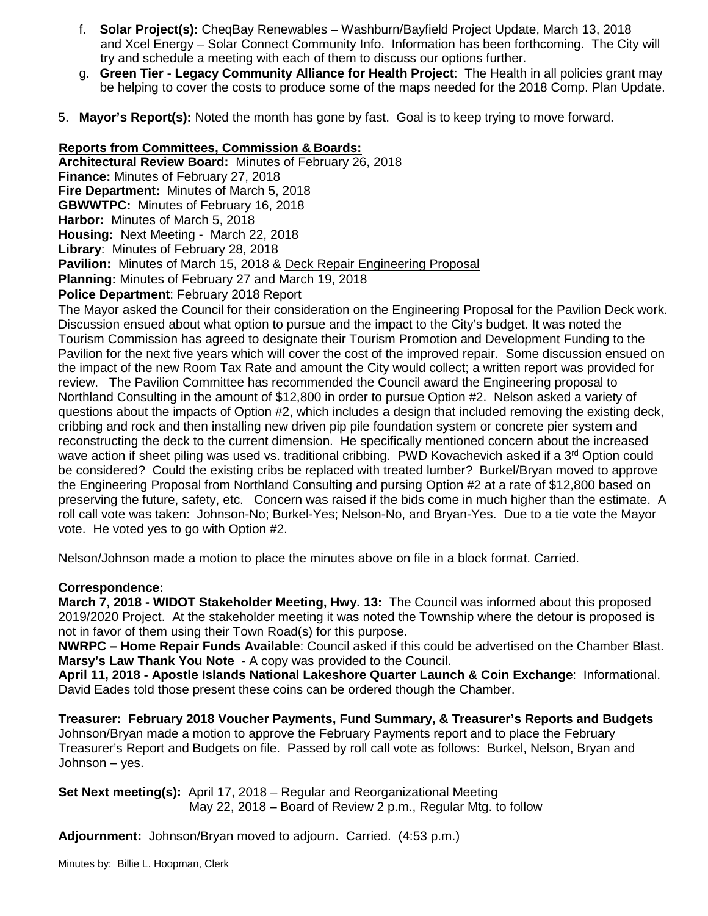f. **Solar Project(s):** CheqBay Renewables – Washburn/Bayfield Project Update, March 13, 2018 and Xcel Energy – Solar Connect Community Info. Information has been forthcoming. The City will try and schedule a meeting with each of them to discuss our options further.

g. **Green Tier - Legacy Community Alliance for Health Project**: The Health in all policies grant may be helping to cover the costs to produce some of the maps needed for the 2018 Comp. Plan Update.

5. **Mayor's Report(s):** Noted the month has gone by fast. Goal is to keep trying to move forward.

**Reports from Committees, Commission & Boards:**

**Architectural Review Board:** Minutes of February 26, 2018
**Finance:** Minutes of February 27, 2018
**Fire Department:** Minutes of March 5, 2018
**GBWWTPC:** Minutes of February 16, 2018
**Harbor:** Minutes of March 5, 2018
**Housing:** Next Meeting - March 22, 2018
**Library**: Minutes of February 28, 2018
**Pavilion:** Minutes of March 15, 2018 & Deck Repair Engineering Proposal
**Planning:** Minutes of February 27 and March 19, 2018
**Police Department**: February 2018 Report

The Mayor asked the Council for their consideration on the Engineering Proposal for the Pavilion Deck work. Discussion ensued about what option to pursue and the impact to the City's budget. It was noted the Tourism Commission has agreed to designate their Tourism Promotion and Development Funding to the Pavilion for the next five years which will cover the cost of the improved repair. Some discussion ensued on the impact of the new Room Tax Rate and amount the City would collect; a written report was provided for review. The Pavilion Committee has recommended the Council award the Engineering proposal to Northland Consulting in the amount of $12,800 in order to pursue Option #2. Nelson asked a variety of questions about the impacts of Option #2, which includes a design that included removing the existing deck, cribbing and rock and then installing new driven pip pile foundation system or concrete pier system and reconstructing the deck to the current dimension. He specifically mentioned concern about the increased wave action if sheet piling was used vs. traditional cribbing. PWD Kovachevich asked if a 3rd Option could be considered? Could the existing cribs be replaced with treated lumber? Burkel/Bryan moved to approve the Engineering Proposal from Northland Consulting and pursing Option #2 at a rate of $12,800 based on preserving the future, safety, etc. Concern was raised if the bids come in much higher than the estimate. A roll call vote was taken: Johnson-No; Burkel-Yes; Nelson-No, and Bryan-Yes. Due to a tie vote the Mayor vote. He voted yes to go with Option #2.

Nelson/Johnson made a motion to place the minutes above on file in a block format. Carried.

**Correspondence:**

**March 7, 2018 - WIDOT Stakeholder Meeting, Hwy. 13:** The Council was informed about this proposed 2019/2020 Project. At the stakeholder meeting it was noted the Township where the detour is proposed is not in favor of them using their Town Road(s) for this purpose.
**NWRPC – Home Repair Funds Available**: Council asked if this could be advertised on the Chamber Blast.
**Marsy's Law Thank You Note** - A copy was provided to the Council.
**April 11, 2018 - Apostle Islands National Lakeshore Quarter Launch & Coin Exchange**: Informational. David Eades told those present these coins can be ordered though the Chamber.

**Treasurer: February 2018 Voucher Payments, Fund Summary, & Treasurer's Reports and Budgets**
Johnson/Bryan made a motion to approve the February Payments report and to place the February Treasurer's Report and Budgets on file. Passed by roll call vote as follows: Burkel, Nelson, Bryan and Johnson – yes.

**Set Next meeting(s):** April 17, 2018 – Regular and Reorganizational Meeting
May 22, 2018 – Board of Review 2 p.m., Regular Mtg. to follow

**Adjournment:** Johnson/Bryan moved to adjourn. Carried. (4:53 p.m.)

Minutes by: Billie L. Hoopman, Clerk